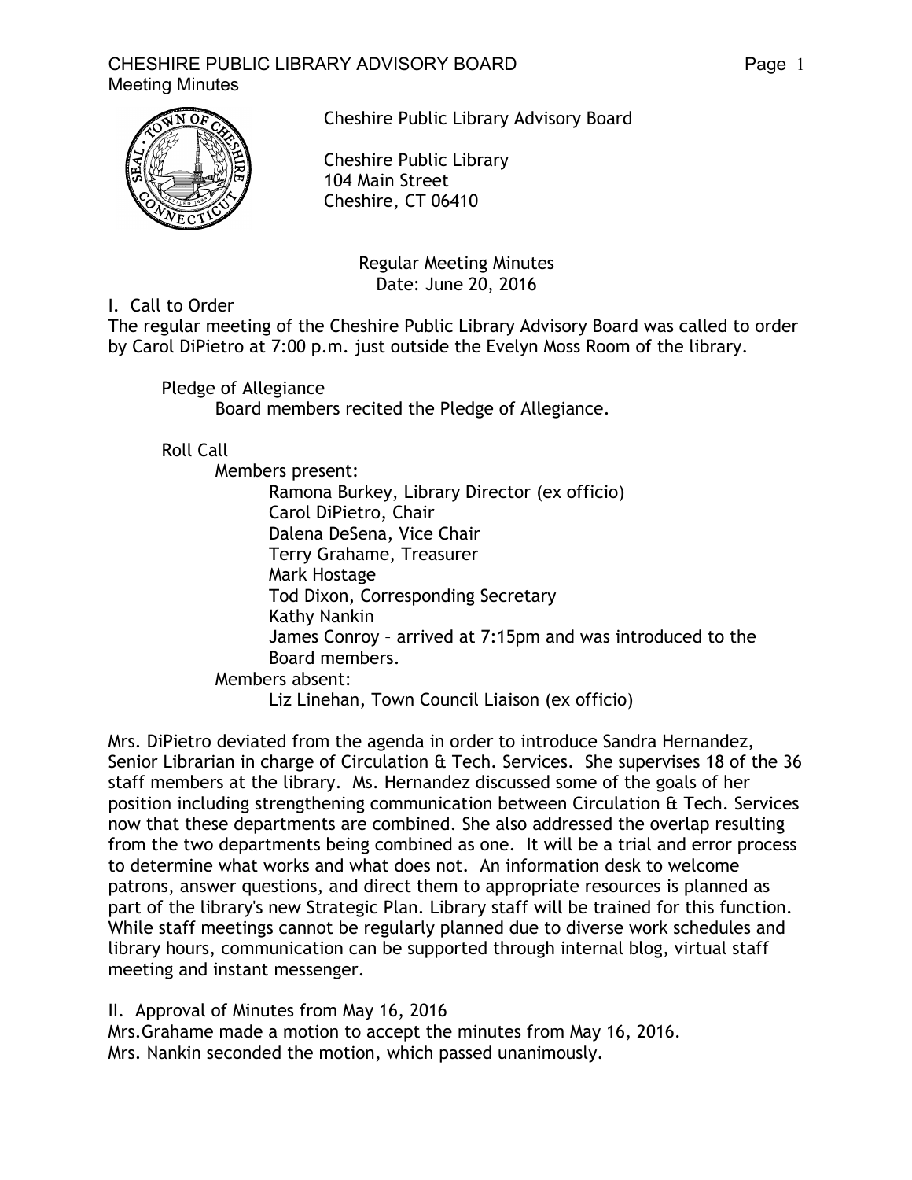Cheshire Public Library Advisory Board

Cheshire Public Library
104 Main Street
Cheshire, CT 06410

Regular Meeting Minutes
Date: June 20, 2016

## I. Call to Order

The regular meeting of the Cheshire Public Library Advisory Board was called to order by Carol DiPietro at 7:00 p.m. just outside the Evelyn Moss Room of the library.

Pledge of Allegiance
Board members recited the Pledge of Allegiance.

Roll Call
Members present:
- Ramona Burkey, Library Director (ex officio)
- Carol DiPietro, Chair
- Dalena DeSena, Vice Chair
- Terry Grahame, Treasurer
- Mark Hostage
- Tod Dixon, Corresponding Secretary
- Kathy Nankin
- James Conroy – arrived at 7:15pm and was introduced to the Board members.

Members absent:
- Liz Linehan, Town Council Liaison (ex officio)

Mrs. DiPietro deviated from the agenda in order to introduce Sandra Hernandez, Senior Librarian in charge of Circulation & Tech. Services. She supervises 18 of the 36 staff members at the library. Ms. Hernandez discussed some of the goals of her position including strengthening communication between Circulation & Tech. Services now that these departments are combined. She also addressed the overlap resulting from the two departments being combined as one. It will be a trial and error process to determine what works and what does not. An information desk to welcome patrons, answer questions, and direct them to appropriate resources is planned as part of the library's new Strategic Plan. Library staff will be trained for this function. While staff meetings cannot be regularly planned due to diverse work schedules and library hours, communication can be supported through internal blog, virtual staff meeting and instant messenger.

## II. Approval of Minutes from May 16, 2016

Mrs.Grahame made a motion to accept the minutes from May 16, 2016.
Mrs. Nankin seconded the motion, which passed unanimously.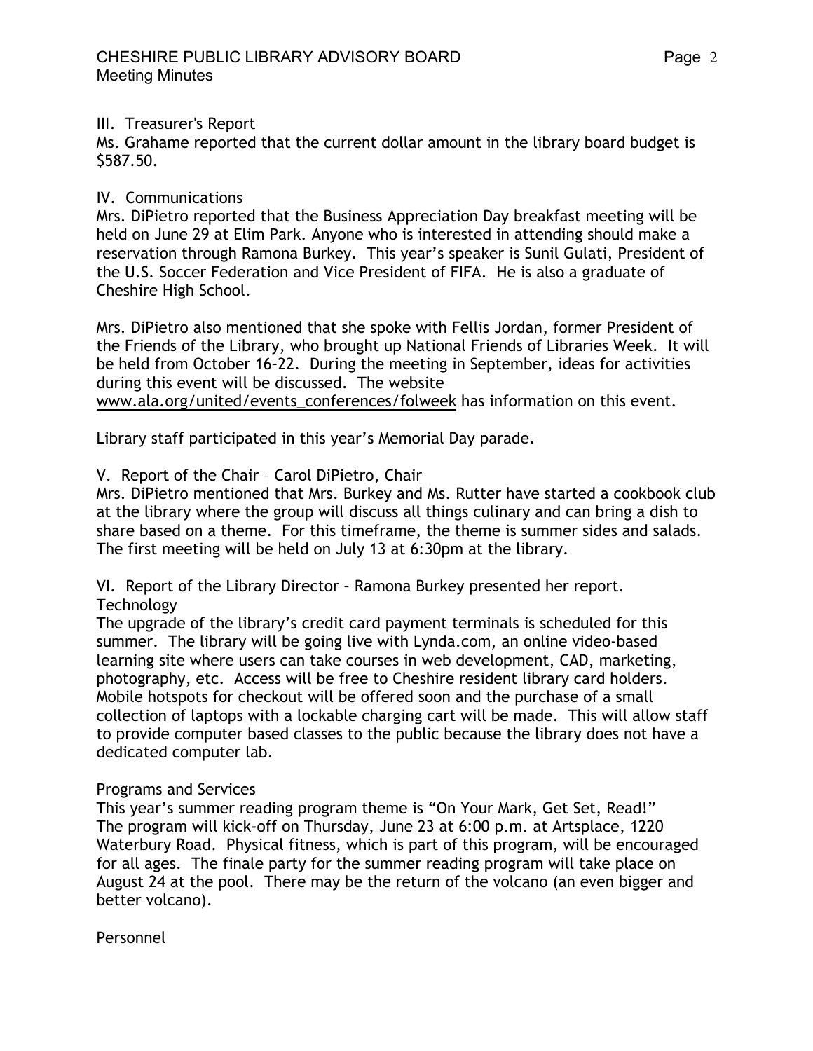III. Treasurer's Report
Ms. Grahame reported that the current dollar amount in the library board budget is $587.50.

IV. Communications
Mrs. DiPietro reported that the Business Appreciation Day breakfast meeting will be held on June 29 at Elim Park. Anyone who is interested in attending should make a reservation through Ramona Burkey. This year's speaker is Sunil Gulati, President of the U.S. Soccer Federation and Vice President of FIFA. He is also a graduate of Cheshire High School.

Mrs. DiPietro also mentioned that she spoke with Fellis Jordan, former President of the Friends of the Library, who brought up National Friends of Libraries Week. It will be held from October 16–22. During the meeting in September, ideas for activities during this event will be discussed. The website www.ala.org/united/events_conferences/folweek has information on this event.

Library staff participated in this year's Memorial Day parade.

V. Report of the Chair – Carol DiPietro, Chair
Mrs. DiPietro mentioned that Mrs. Burkey and Ms. Rutter have started a cookbook club at the library where the group will discuss all things culinary and can bring a dish to share based on a theme. For this timeframe, the theme is summer sides and salads. The first meeting will be held on July 13 at 6:30pm at the library.

VI. Report of the Library Director – Ramona Burkey presented her report.
Technology
The upgrade of the library's credit card payment terminals is scheduled for this summer. The library will be going live with Lynda.com, an online video-based learning site where users can take courses in web development, CAD, marketing, photography, etc. Access will be free to Cheshire resident library card holders. Mobile hotspots for checkout will be offered soon and the purchase of a small collection of laptops with a lockable charging cart will be made. This will allow staff to provide computer based classes to the public because the library does not have a dedicated computer lab.

Programs and Services
This year's summer reading program theme is "On Your Mark, Get Set, Read!" The program will kick-off on Thursday, June 23 at 6:00 p.m. at Artsplace, 1220 Waterbury Road. Physical fitness, which is part of this program, will be encouraged for all ages. The finale party for the summer reading program will take place on August 24 at the pool. There may be the return of the volcano (an even bigger and better volcano).

Personnel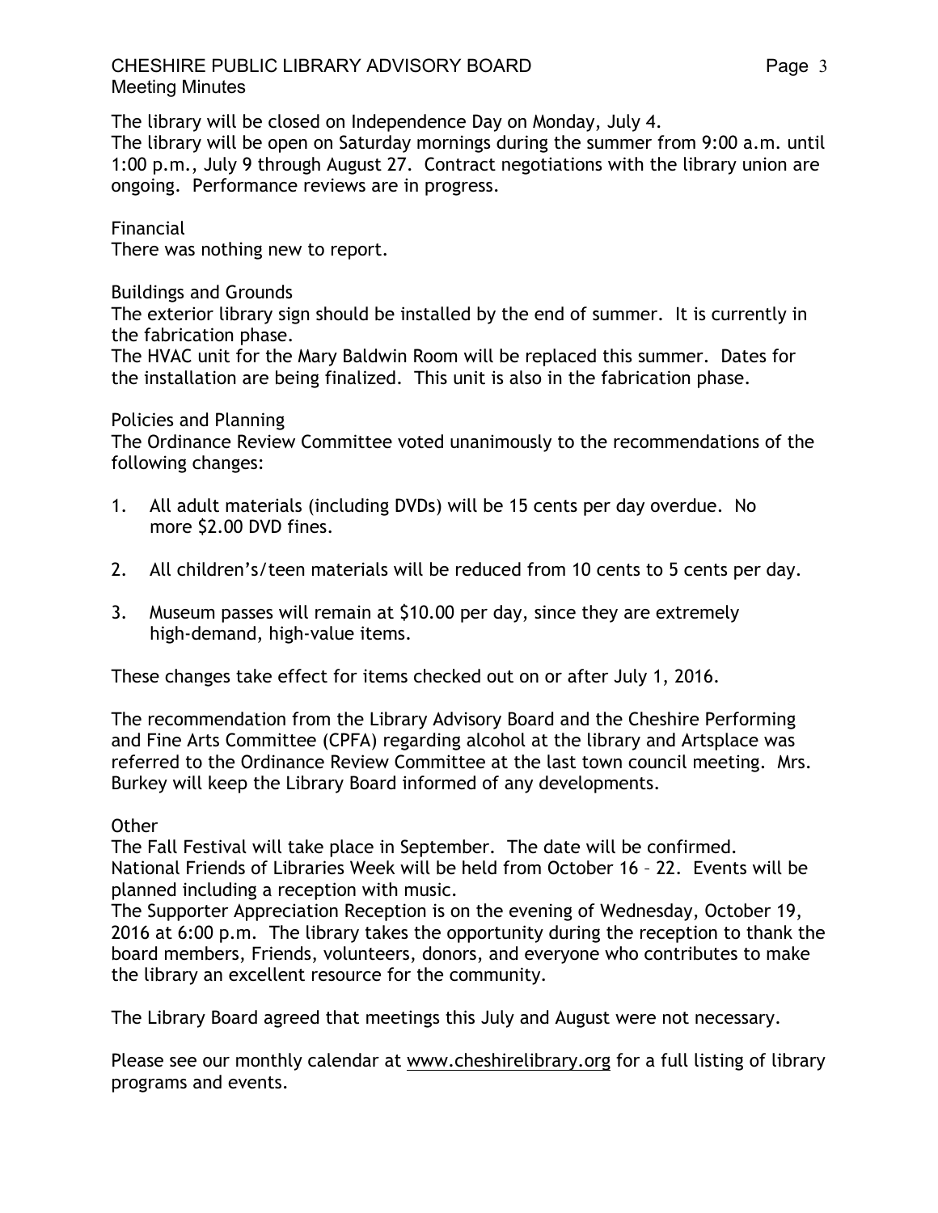The library will be closed on Independence Day on Monday, July 4.
The library will be open on Saturday mornings during the summer from 9:00 a.m. until 1:00 p.m., July 9 through August 27. Contract negotiations with the library union are ongoing. Performance reviews are in progress.

Financial
There was nothing new to report.

Buildings and Grounds
The exterior library sign should be installed by the end of summer. It is currently in the fabrication phase.
The HVAC unit for the Mary Baldwin Room will be replaced this summer. Dates for the installation are being finalized. This unit is also in the fabrication phase.

Policies and Planning
The Ordinance Review Committee voted unanimously to the recommendations of the following changes:

1. All adult materials (including DVDs) will be 15 cents per day overdue. No more $2.00 DVD fines.

2. All children's/teen materials will be reduced from 10 cents to 5 cents per day.

3. Museum passes will remain at $10.00 per day, since they are extremely high-demand, high-value items.

These changes take effect for items checked out on or after July 1, 2016.

The recommendation from the Library Advisory Board and the Cheshire Performing and Fine Arts Committee (CPFA) regarding alcohol at the library and Artsplace was referred to the Ordinance Review Committee at the last town council meeting. Mrs. Burkey will keep the Library Board informed of any developments.

Other
The Fall Festival will take place in September. The date will be confirmed.
National Friends of Libraries Week will be held from October 16 – 22. Events will be planned including a reception with music.
The Supporter Appreciation Reception is on the evening of Wednesday, October 19, 2016 at 6:00 p.m. The library takes the opportunity during the reception to thank the board members, Friends, volunteers, donors, and everyone who contributes to make the library an excellent resource for the community.

The Library Board agreed that meetings this July and August were not necessary.

Please see our monthly calendar at www.cheshirelibrary.org for a full listing of library programs and events.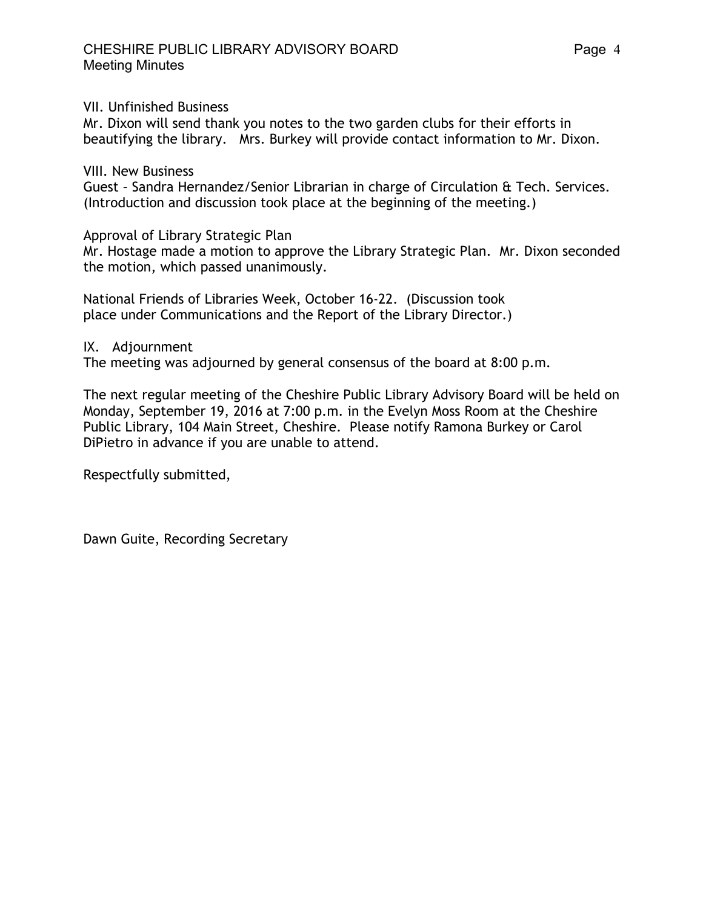VII. Unfinished Business
Mr. Dixon will send thank you notes to the two garden clubs for their efforts in beautifying the library. Mrs. Burkey will provide contact information to Mr. Dixon.

VIII. New Business
Guest – Sandra Hernandez/Senior Librarian in charge of Circulation & Tech. Services. (Introduction and discussion took place at the beginning of the meeting.)

Approval of Library Strategic Plan
Mr. Hostage made a motion to approve the Library Strategic Plan. Mr. Dixon seconded the motion, which passed unanimously.

National Friends of Libraries Week, October 16-22. (Discussion took place under Communications and the Report of the Library Director.)

IX. Adjournment
The meeting was adjourned by general consensus of the board at 8:00 p.m.

The next regular meeting of the Cheshire Public Library Advisory Board will be held on Monday, September 19, 2016 at 7:00 p.m. in the Evelyn Moss Room at the Cheshire Public Library, 104 Main Street, Cheshire. Please notify Ramona Burkey or Carol DiPietro in advance if you are unable to attend.

Respectfully submitted,

Dawn Guite, Recording Secretary